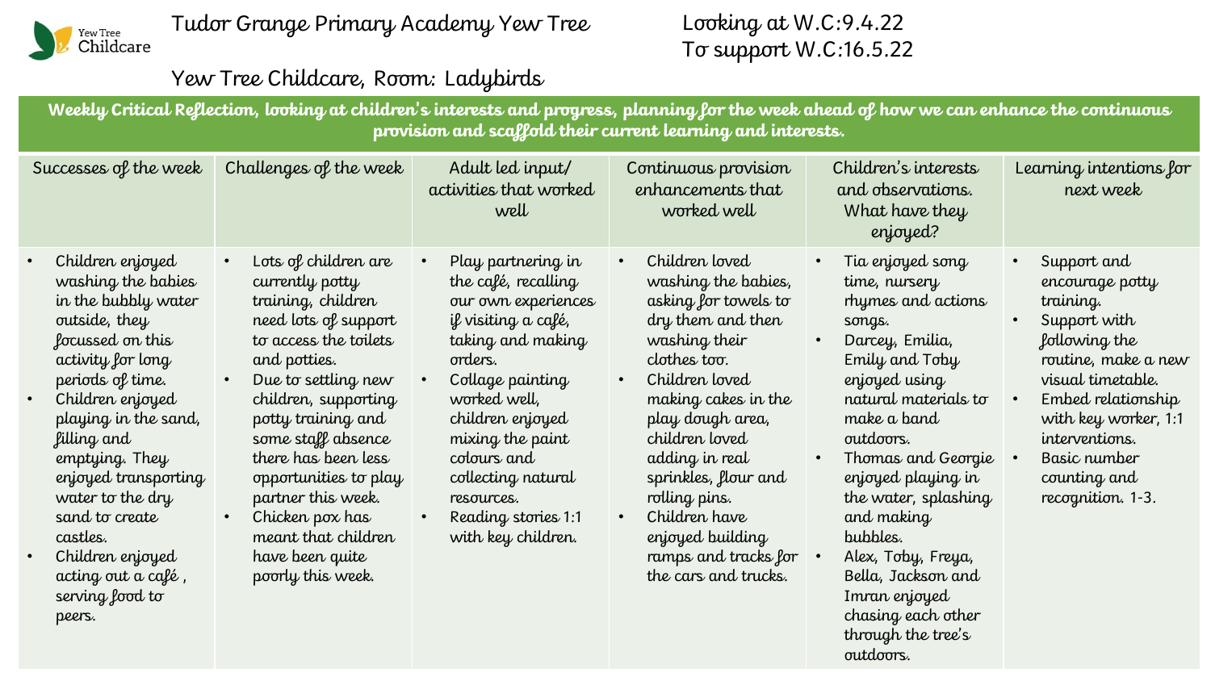Yew Tree Childcare

# Tudor Grange Primary Academy Yew Tree

Looking at W.C:9.4.22
To support W.C:16.5.22

## Yew Tree Childcare, Room: Ladybirds

**Weekly Critical Reflection, looking at children's interests and progress, planning for the week ahead of how we can enhance the continuous provision and scaffold their current learning and interests.**

| Successes of the week | Challenges of the week | Adult led input/ activities that worked well | Continuous provision enhancements that worked well | Children's interests and observations. What have they enjoyed? | Learning intentions for next week |
|---|---|---|---|---|---|
| • Children enjoyed washing the babies in the bubbly water outside, they focussed on this activity for long periods of time.<br>• Children enjoyed playing in the sand, filling and emptying. They enjoyed transporting water to the dry sand to create castles.<br>• Children enjoyed acting out a café , serving food to peers. | • Lots of children are currently potty training, children need lots of support to access the toilets and potties.<br>• Due to settling new children, supporting potty training and some staff absence there has been less opportunities to play partner this week.<br>• Chicken pox has meant that children have been quite poorly this week. | • Play partnering in the café, recalling our own experiences if visiting a café, taking and making orders.<br>• Collage painting worked well, children enjoyed mixing the paint colours and collecting natural resources.<br>• Reading stories 1:1 with key children. | • Children loved washing the babies, asking for towels to dry them and then washing their clothes too.<br>• Children loved making cakes in the play dough area, children loved adding in real sprinkles, flour and rolling pins.<br>• Children have enjoyed building ramps and tracks for the cars and trucks. | • Tia enjoyed song time, nursery rhymes and actions songs.<br>• Darcey, Emilia, Emily and Toby enjoyed using natural materials to make a band outdoors.<br>• Thomas and Georgie enjoyed playing in the water, splashing and making bubbles.<br>• Alex, Toby, Freya, Bella, Jackson and Imran enjoyed chasing each other through the tree's outdoors. | • Support and encourage potty training.<br>• Support with following the routine, make a new visual timetable.<br>• Embed relationship with key worker, 1:1 interventions.<br>• Basic number counting and recognition. 1-3. |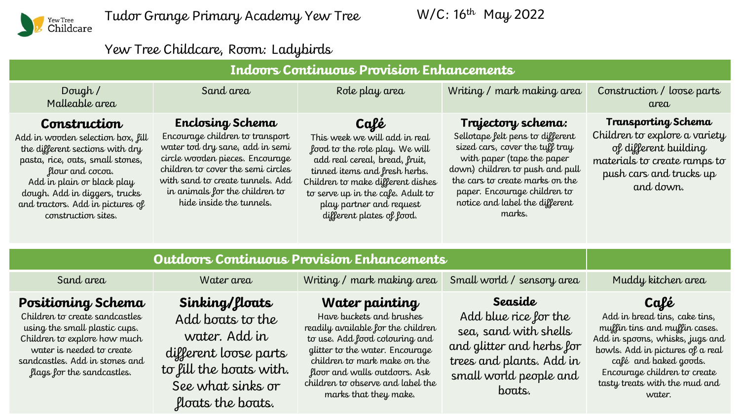Yew Tree Childcare

Tudor Grange Primary Academy Yew Tree

W/C: 16th May 2022

Yew Tree Childcare, Room: Ladybirds

## Indoors Continuous Provision Enhancements

| Dough / Malleable area | Sand area | Role play area | Writing / mark making area | Construction / loose parts area |
|---|---|---|---|---|
| **Construction** Add in wooden selection box, fill the different sections with dry pasta, rice, oats, small stones, flour and cocoa. Add in plain or black play dough. Add in diggers, trucks and tractors. Add in pictures of construction sites. | **Enclosing Schema** Encourage children to transport water tod dry sane, add in semi circle wooden pieces. Encourage children to cover the semi circles with sand to create tunnels. Add in animals for the children to hide inside the tunnels. | **Café** This week we will add in real food to the role play. We will add real cereal, bread, fruit, tinned items and fresh herbs. Children to make different dishes to serve up in the cafe. Adult to play partner and request different plates of food. | **Trajectory schema:** Sellotape felt pens to different sized cars, cover the tuff tray with paper (tape the paper down) children to push and pull the cars to create marks on the paper. Encourage children to notice and label the different marks. | **Transporting Schema** Children to explore a variety of different building materials to create ramps to push cars and trucks up and down. |

## Outdoors Continuous Provision Enhancements

| Sand area | Water area | Writing / mark making area | Small world / sensory area | Muddy kitchen area |
|---|---|---|---|---|
| **Positioning Schema** Children to create sandcastles using the small plastic cups. Children to explore how much water is needed to create sandcastles. Add in stones and flags for the sandcastles. | **Sinking/floats** Add boats to the water. Add in different loose parts to fill the boats with. See what sinks or floats the boats. | **Water painting** Have buckets and brushes readily available for the children to use. Add food colouring and glitter to the water. Encourage children to mark make on the floor and walls outdoors. Ask children to observe and label the marks that they make. | **Seaside** Add blue rice for the sea, sand with shells and glitter and herbs for trees and plants. Add in small world people and boats. | **Café** Add in bread tins, cake tins, muffin tins and muffin cases. Add in spoons, whisks, jugs and bowls. Add in pictures of a real café and baked goods. Encourage children to create tasty treats with the mud and water. |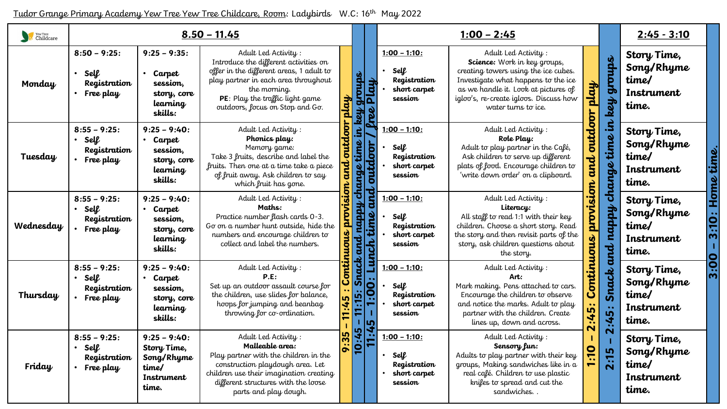Tudor Grange Primary Academy Yew Tree Yew Tree Childcare, Room: Ladybirds W.C: 16th May 2022

| Yew Tree Childcare | 8.50 – 11.45 | | | 9:35 – 11:45 : Continuous provision and outdoor play | 10:45 – 11:15: Snack and nappy change time in key groups | 11:45 – 1:00: Lunch time and outdoor / free Play | 1:00 – 2:45 | | 1:10 – 2:45: Continuous provision and outdoor play | 2:15 – 2:45: Snack and nappy change time in key groups | 2:45 - 3:10 | 3:00 – 3:10: Home time. |
|---|---|---|---|---|---|---|---|---|---|---|---|---|
| **Monday** | **8:50 – 9:25:**<br>• Self Registration<br>• Free play | **9:25 – 9:35:**<br>• Carpet session, story, core learning skills: | Adult Led Activity :<br>Introduce the different activities on offer in the different areas, 1 adult to play partner in each area throughout the morning.<br>**PE**: Play the traffic light game outdoors, focus on Stop and Go. | | | | **1:00 – 1:10:**<br>• Self Registration<br>• short carpet session | Adult Led Activity :<br>**Science:** Work in key groups, creating towers using the ice cubes. Investigate what happens to the ice as we handle it. Look at pictures of igloo's, re-create igloos. Discuss how water turns to ice. | | | **Story Time, Song/Rhyme time/ Instrument time.** | |
| **Tuesday** | **8:55 – 9:25:**<br>• Self Registration<br>• Free play | **9:25 – 9:40:**<br>• Carpet session, story, core learning skills: | Adult Led Activity :<br>**Phonics play:**<br>Memory game:<br>Take 3 fruits, describe and label the fruits. Then one at a time take a piece of fruit away. Ask children to say which fruit has gone. | | | | **1:00 – 1:10:**<br>• Self Registration<br>• short carpet session | Adult Led Activity :<br>**Role Play:**<br>Adult to play partner in the Café, Ask children to serve up different plats of food. Encourage children to 'write down order' on a clipboard. | | | **Story Time, Song/Rhyme time/ Instrument time.** | |
| **Wednesday** | **8:55 – 9:25:**<br>• Self Registration<br>• Free play | **9:25 – 9:40:**<br>• Carpet session, story, core learning skills: | Adult Led Activity :<br>**Maths:**<br>Practice number flash cards 0-3.<br>Go on a number hunt outside, hide the numbers and encourage children to collect and label the numbers. | | | | **1:00 – 1:10:**<br>• Self Registration<br>• short carpet session | Adult Led Activity :<br>**Literacy:**<br>All staff to read 1:1 with their key children. Choose a short story. Read the story and then revisit parts of the story, ask children questions about the story. | | | **Story Time, Song/Rhyme time/ Instrument time.** | |
| **Thursday** | **8:55 – 9:25:**<br>• Self Registration<br>• Free play | **9:25 – 9:40:**<br>• Carpet session, story, core learning skills: | Adult Led Activity :<br>**P.E:**<br>Set up an outdoor assault course for the children, use slides for balance, hoops for jumping and beanbag throwing for co-ordination. | | | | **1:00 – 1:10:**<br>• Self Registration<br>• short carpet session | Adult Led Activity :<br>**Art:**<br>Mark making. Pens attached to cars. Encourage the children to observe and notice the marks. Adult to play partner with the children. Create lines up, down and across. | | | **Story Time, Song/Rhyme time/ Instrument time.** | |
| **Friday** | **8:55 – 9:25:**<br>• Self Registration<br>• Free play | **9:25 – 9:40:**<br>**Story Time, Song/Rhyme time/ Instrument time.** | Adult Led Activity :<br>**Malleable area:**<br>Play partner with the children in the construction playdough area. Let children use their imagination creating different structures with the loose parts and play dough. | | | | **1:00 – 1:10:**<br>• Self Registration<br>• short carpet session | Adult Led Activity :<br>**Sensory fun:**<br>Adults to play partner with their key groups, Making sandwiches like in a real café. Children to use plastic knifes to spread and cut the sandwiches. . | | | **Story Time, Song/Rhyme time/ Instrument time.** | |